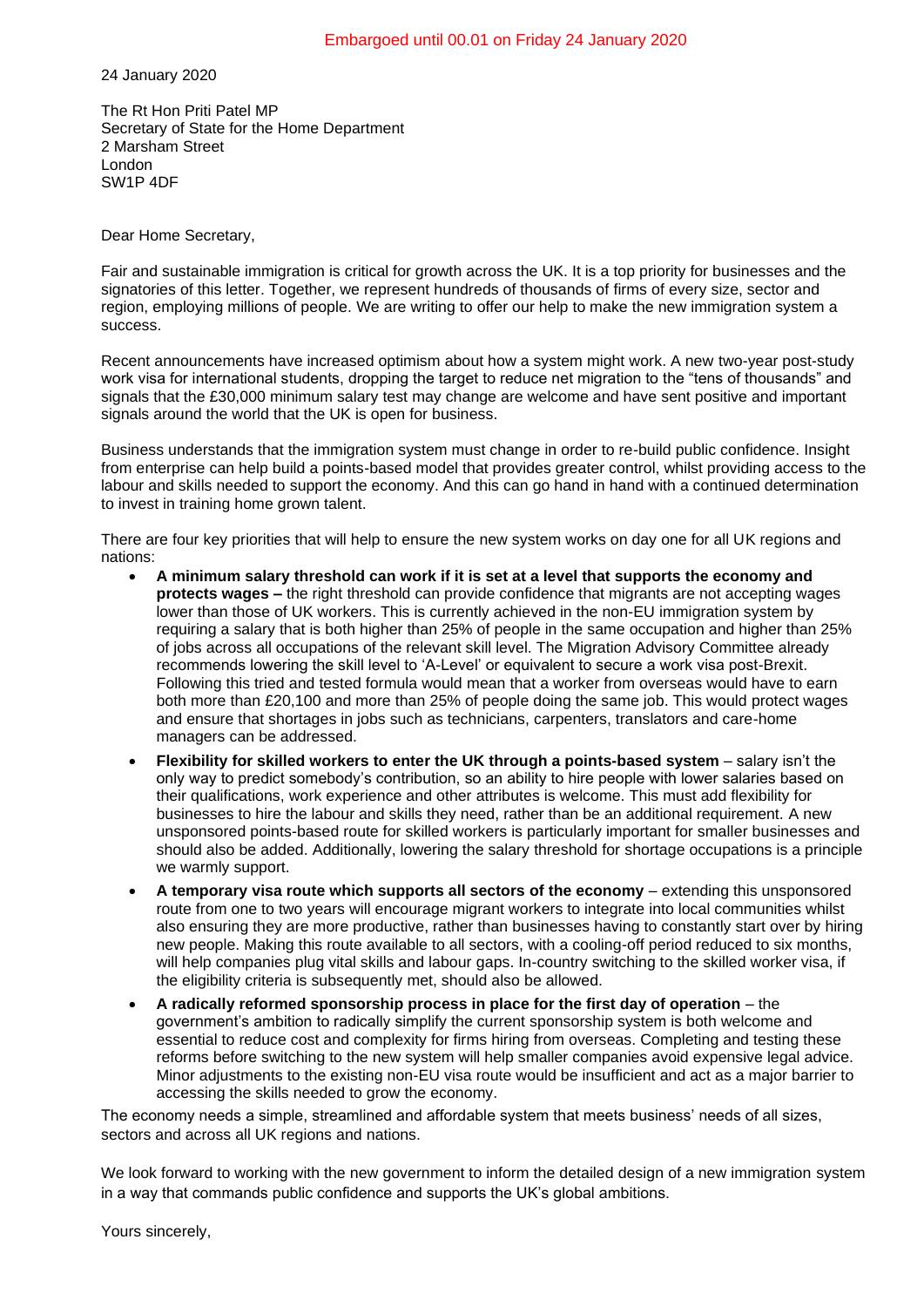Embargoed until 00.01 on Friday 24 January 2020

24 January 2020

The Rt Hon Priti Patel MP
Secretary of State for the Home Department
2 Marsham Street
London
SW1P 4DF

Dear Home Secretary,

Fair and sustainable immigration is critical for growth across the UK. It is a top priority for businesses and the signatories of this letter. Together, we represent hundreds of thousands of firms of every size, sector and region, employing millions of people. We are writing to offer our help to make the new immigration system a success.

Recent announcements have increased optimism about how a system might work. A new two-year post-study work visa for international students, dropping the target to reduce net migration to the "tens of thousands" and signals that the £30,000 minimum salary test may change are welcome and have sent positive and important signals around the world that the UK is open for business.

Business understands that the immigration system must change in order to re-build public confidence. Insight from enterprise can help build a points-based model that provides greater control, whilst providing access to the labour and skills needed to support the economy. And this can go hand in hand with a continued determination to invest in training home grown talent.

There are four key priorities that will help to ensure the new system works on day one for all UK regions and nations:

- **A minimum salary threshold can work if it is set at a level that supports the economy and protects wages –** the right threshold can provide confidence that migrants are not accepting wages lower than those of UK workers. This is currently achieved in the non-EU immigration system by requiring a salary that is both higher than 25% of people in the same occupation and higher than 25% of jobs across all occupations of the relevant skill level. The Migration Advisory Committee already recommends lowering the skill level to 'A-Level' or equivalent to secure a work visa post-Brexit. Following this tried and tested formula would mean that a worker from overseas would have to earn both more than £20,100 and more than 25% of people doing the same job. This would protect wages and ensure that shortages in jobs such as technicians, carpenters, translators and care-home managers can be addressed.
- **Flexibility for skilled workers to enter the UK through a points-based system** – salary isn't the only way to predict somebody's contribution, so an ability to hire people with lower salaries based on their qualifications, work experience and other attributes is welcome. This must add flexibility for businesses to hire the labour and skills they need, rather than be an additional requirement. A new unsponsored points-based route for skilled workers is particularly important for smaller businesses and should also be added. Additionally, lowering the salary threshold for shortage occupations is a principle we warmly support.
- **A temporary visa route which supports all sectors of the economy** – extending this unsponsored route from one to two years will encourage migrant workers to integrate into local communities whilst also ensuring they are more productive, rather than businesses having to constantly start over by hiring new people. Making this route available to all sectors, with a cooling-off period reduced to six months, will help companies plug vital skills and labour gaps. In-country switching to the skilled worker visa, if the eligibility criteria is subsequently met, should also be allowed.
- **A radically reformed sponsorship process in place for the first day of operation** – the government's ambition to radically simplify the current sponsorship system is both welcome and essential to reduce cost and complexity for firms hiring from overseas. Completing and testing these reforms before switching to the new system will help smaller companies avoid expensive legal advice. Minor adjustments to the existing non-EU visa route would be insufficient and act as a major barrier to accessing the skills needed to grow the economy.

The economy needs a simple, streamlined and affordable system that meets business' needs of all sizes, sectors and across all UK regions and nations.

We look forward to working with the new government to inform the detailed design of a new immigration system in a way that commands public confidence and supports the UK's global ambitions.

Yours sincerely,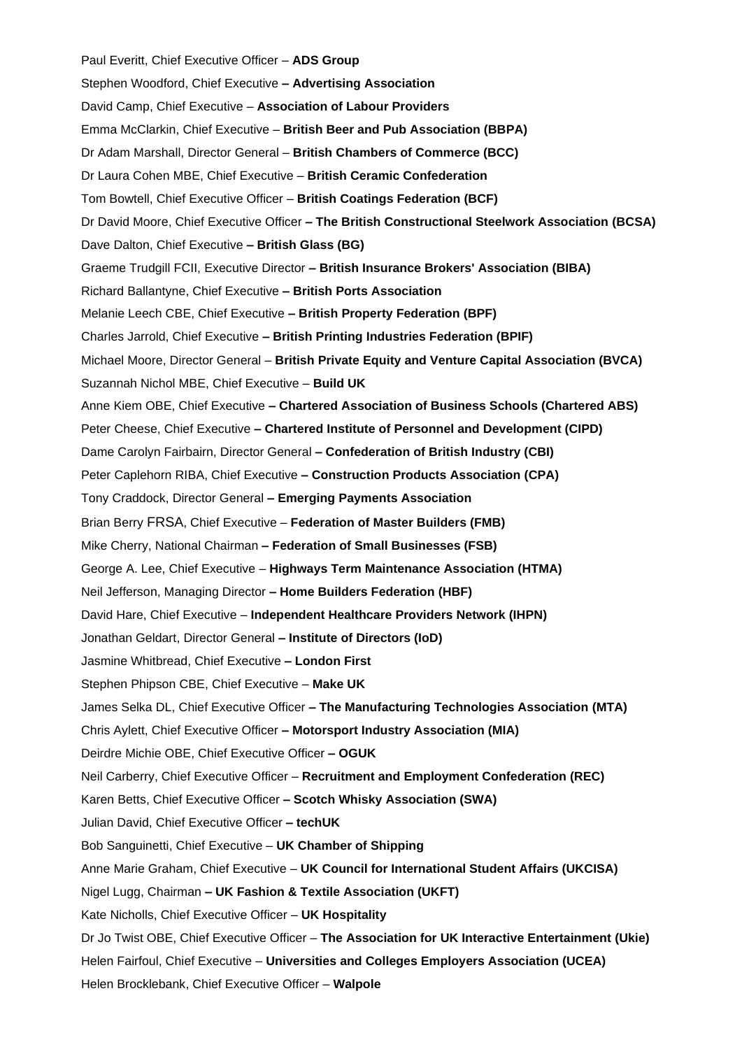Paul Everitt, Chief Executive Officer – **ADS Group**

Stephen Woodford, Chief Executive **– Advertising Association**

David Camp, Chief Executive – **Association of Labour Providers**

Emma McClarkin, Chief Executive – **British Beer and Pub Association (BBPA)**

Dr Adam Marshall, Director General – **British Chambers of Commerce (BCC)**

Dr Laura Cohen MBE, Chief Executive – **British Ceramic Confederation**

Tom Bowtell, Chief Executive Officer – **British Coatings Federation (BCF)**

Dr David Moore, Chief Executive Officer **– The British Constructional Steelwork Association (BCSA)**

Dave Dalton, Chief Executive **– British Glass (BG)**

Graeme Trudgill FCII, Executive Director **– British Insurance Brokers' Association (BIBA)**

Richard Ballantyne, Chief Executive **– British Ports Association**

Melanie Leech CBE, Chief Executive **– British Property Federation (BPF)**

Charles Jarrold, Chief Executive **– British Printing Industries Federation (BPIF)**

Michael Moore, Director General – **British Private Equity and Venture Capital Association (BVCA)**

Suzannah Nichol MBE, Chief Executive – **Build UK**

Anne Kiem OBE, Chief Executive **– Chartered Association of Business Schools (Chartered ABS)**

Peter Cheese, Chief Executive **– Chartered Institute of Personnel and Development (CIPD)**

Dame Carolyn Fairbairn, Director General **– Confederation of British Industry (CBI)**

Peter Caplehorn RIBA, Chief Executive **– Construction Products Association (CPA)**

Tony Craddock, Director General **– Emerging Payments Association**

Brian Berry FRSA, Chief Executive – **Federation of Master Builders (FMB)**

Mike Cherry, National Chairman **– Federation of Small Businesses (FSB)**

George A. Lee, Chief Executive – **Highways Term Maintenance Association (HTMA)**

Neil Jefferson, Managing Director **– Home Builders Federation (HBF)**

David Hare, Chief Executive – **Independent Healthcare Providers Network (IHPN)**

Jonathan Geldart, Director General **– Institute of Directors (IoD)**

Jasmine Whitbread, Chief Executive **– London First**

Stephen Phipson CBE, Chief Executive – **Make UK**

James Selka DL, Chief Executive Officer **– The Manufacturing Technologies Association (MTA)**

Chris Aylett, Chief Executive Officer **– Motorsport Industry Association (MIA)**

Deirdre Michie OBE, Chief Executive Officer **– OGUK**

Neil Carberry, Chief Executive Officer – **Recruitment and Employment Confederation (REC)**

Karen Betts, Chief Executive Officer **– Scotch Whisky Association (SWA)**

Julian David, Chief Executive Officer **– techUK**

Bob Sanguinetti, Chief Executive – **UK Chamber of Shipping**

Anne Marie Graham, Chief Executive – **UK Council for International Student Affairs (UKCISA)**

Nigel Lugg, Chairman **– UK Fashion & Textile Association (UKFT)**

Kate Nicholls, Chief Executive Officer – **UK Hospitality**

Dr Jo Twist OBE, Chief Executive Officer – **The Association for UK Interactive Entertainment (Ukie)**

Helen Fairfoul, Chief Executive – **Universities and Colleges Employers Association (UCEA)**

Helen Brocklebank, Chief Executive Officer – **Walpole**